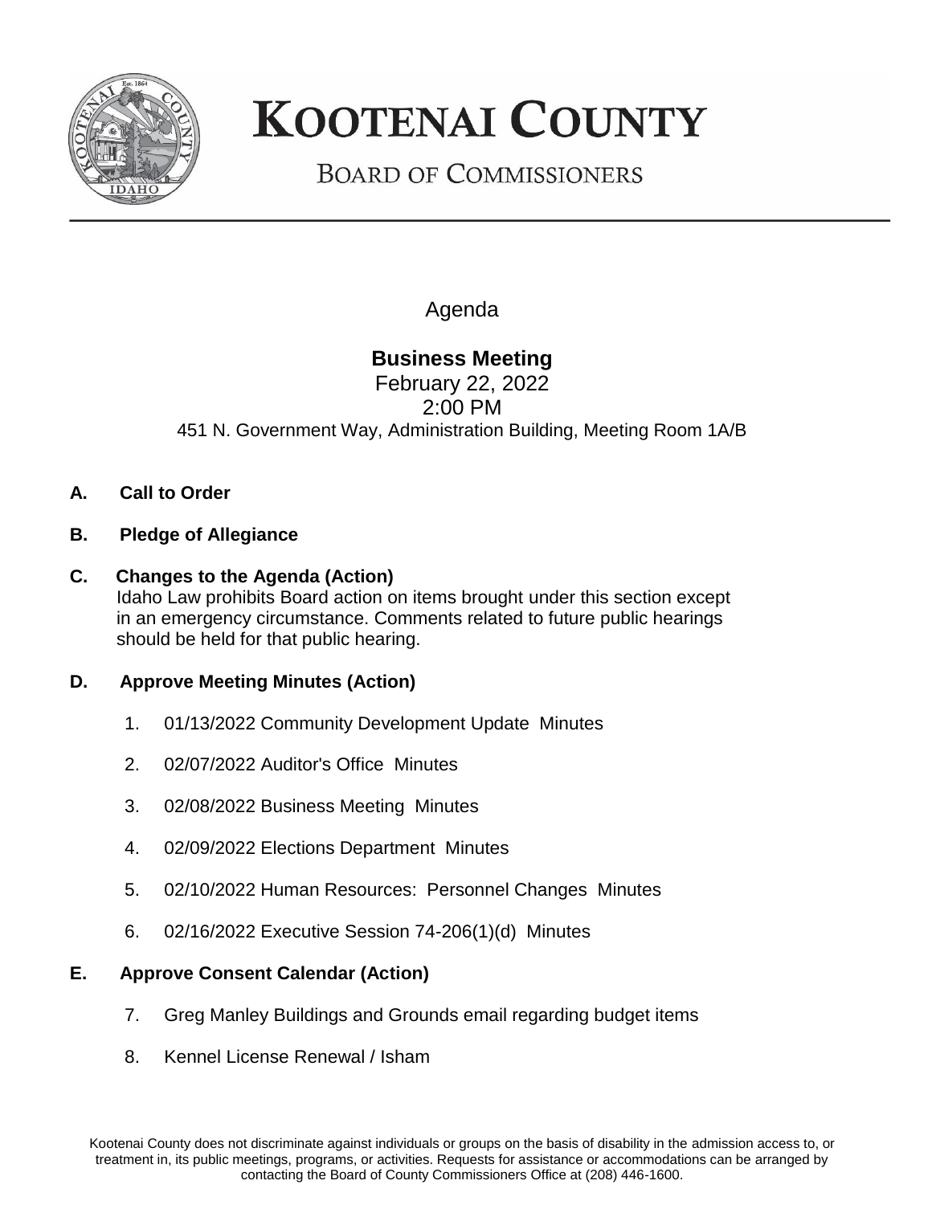# KOOTENAI COUNTY

## BOARD OF COMMISSIONERS

Agenda

**Business Meeting**

February 22, 2022

2:00 PM

451 N. Government Way, Administration Building, Meeting Room 1A/B

**A. Call to Order**

**B. Pledge of Allegiance**

**C. Changes to the Agenda (Action)**

Idaho Law prohibits Board action on items brought under this section except in an emergency circumstance. Comments related to future public hearings should be held for that public hearing.

**D. Approve Meeting Minutes (Action)**

1. 01/13/2022 Community Development Update Minutes
2. 02/07/2022 Auditor's Office Minutes
3. 02/08/2022 Business Meeting Minutes
4. 02/09/2022 Elections Department Minutes
5. 02/10/2022 Human Resources: Personnel Changes Minutes
6. 02/16/2022 Executive Session 74-206(1)(d) Minutes

**E. Approve Consent Calendar (Action)**

7. Greg Manley Buildings and Grounds email regarding budget items
8. Kennel License Renewal / Isham

Kootenai County does not discriminate against individuals or groups on the basis of disability in the admission access to, or treatment in, its public meetings, programs, or activities. Requests for assistance or accommodations can be arranged by contacting the Board of County Commissioners Office at (208) 446-1600.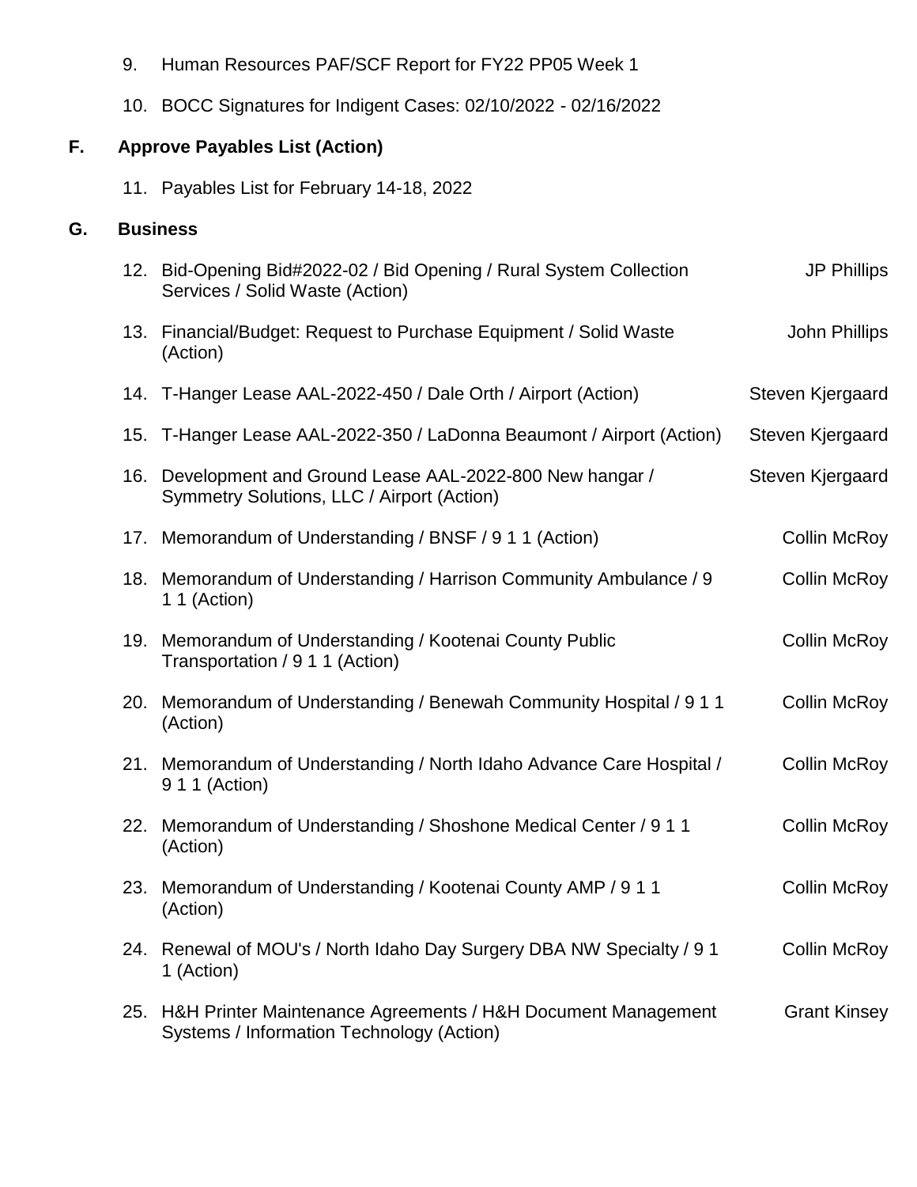9. Human Resources PAF/SCF Report for FY22 PP05 Week 1

10. BOCC Signatures for Indigent Cases: 02/10/2022 - 02/16/2022

## F. Approve Payables List (Action)

11. Payables List for February 14-18, 2022

## G. Business

| | Item | Presenter |
|---|---|---|
| 12. | Bid-Opening Bid#2022-02 / Bid Opening / Rural System Collection Services / Solid Waste (Action) | JP Phillips |
| 13. | Financial/Budget: Request to Purchase Equipment / Solid Waste (Action) | John Phillips |
| 14. | T-Hanger Lease AAL-2022-450 / Dale Orth / Airport (Action) | Steven Kjergaard |
| 15. | T-Hanger Lease AAL-2022-350 / LaDonna Beaumont / Airport (Action) | Steven Kjergaard |
| 16. | Development and Ground Lease AAL-2022-800 New hangar / Symmetry Solutions, LLC / Airport (Action) | Steven Kjergaard |
| 17. | Memorandum of Understanding / BNSF / 9 1 1 (Action) | Collin McRoy |
| 18. | Memorandum of Understanding / Harrison Community Ambulance / 9 1 1 (Action) | Collin McRoy |
| 19. | Memorandum of Understanding / Kootenai County Public Transportation / 9 1 1 (Action) | Collin McRoy |
| 20. | Memorandum of Understanding / Benewah Community Hospital / 9 1 1 (Action) | Collin McRoy |
| 21. | Memorandum of Understanding / North Idaho Advance Care Hospital / 9 1 1 (Action) | Collin McRoy |
| 22. | Memorandum of Understanding / Shoshone Medical Center / 9 1 1 (Action) | Collin McRoy |
| 23. | Memorandum of Understanding / Kootenai County AMP / 9 1 1 (Action) | Collin McRoy |
| 24. | Renewal of MOU's / North Idaho Day Surgery DBA NW Specialty / 9 1 1 (Action) | Collin McRoy |
| 25. | H&H Printer Maintenance Agreements / H&H Document Management Systems / Information Technology (Action) | Grant Kinsey |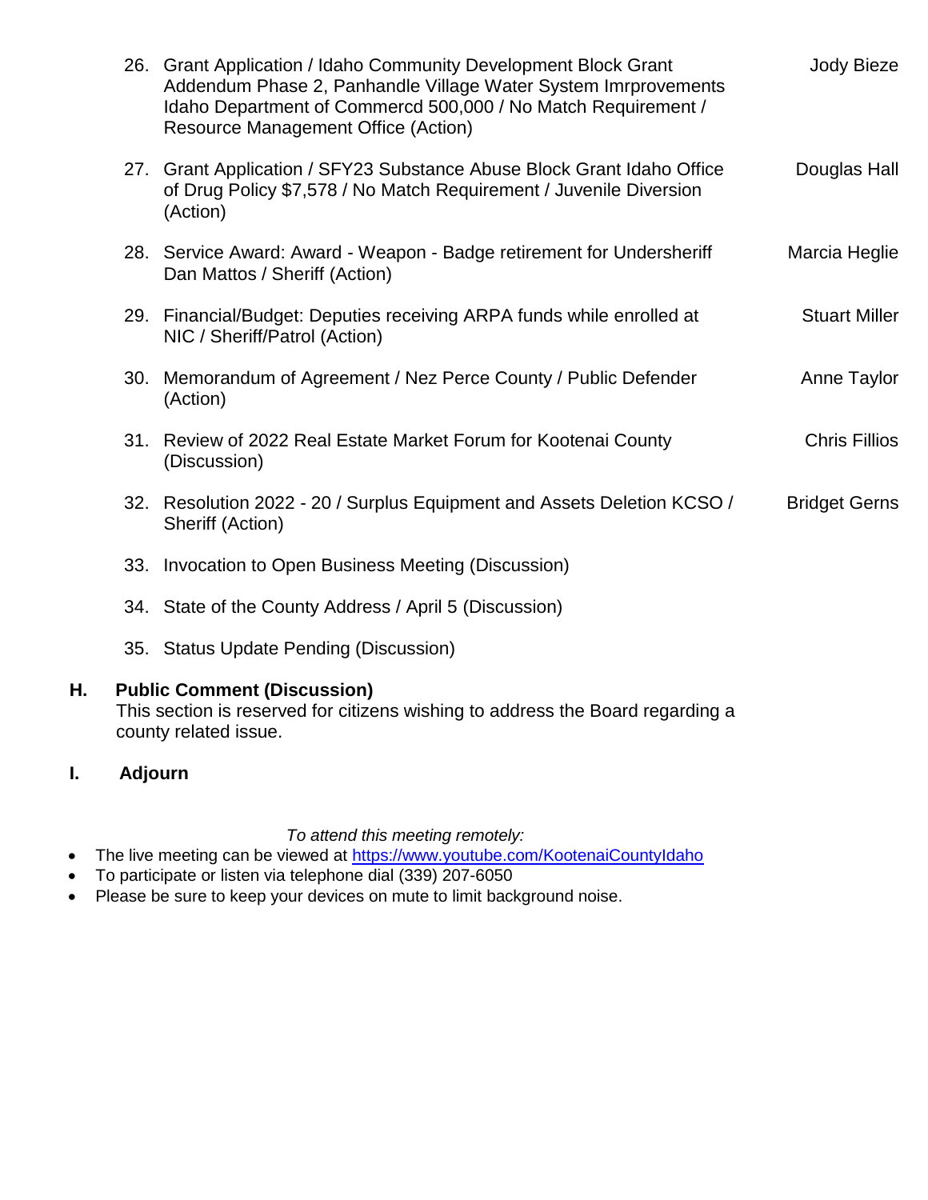26. Grant Application / Idaho Community Development Block Grant Addendum Phase 2, Panhandle Village Water System Imrprovements Idaho Department of Commercd 500,000 / No Match Requirement / Resource Management Office (Action) — Jody Bieze

27. Grant Application / SFY23 Substance Abuse Block Grant Idaho Office of Drug Policy $7,578 / No Match Requirement / Juvenile Diversion (Action) — Douglas Hall

28. Service Award: Award - Weapon - Badge retirement for Undersheriff Dan Mattos / Sheriff (Action) — Marcia Heglie

29. Financial/Budget: Deputies receiving ARPA funds while enrolled at NIC / Sheriff/Patrol (Action) — Stuart Miller

30. Memorandum of Agreement / Nez Perce County / Public Defender (Action) — Anne Taylor

31. Review of 2022 Real Estate Market Forum for Kootenai County (Discussion) — Chris Fillios

32. Resolution 2022 - 20 / Surplus Equipment and Assets Deletion KCSO / Sheriff (Action) — Bridget Gerns

33. Invocation to Open Business Meeting (Discussion)

34. State of the County Address / April 5 (Discussion)

35. Status Update Pending (Discussion)

**H. Public Comment (Discussion)**
This section is reserved for citizens wishing to address the Board regarding a county related issue.

**I. Adjourn**

*To attend this meeting remotely:*

- The live meeting can be viewed at https://www.youtube.com/KootenaiCountyIdaho
- To participate or listen via telephone dial (339) 207-6050
- Please be sure to keep your devices on mute to limit background noise.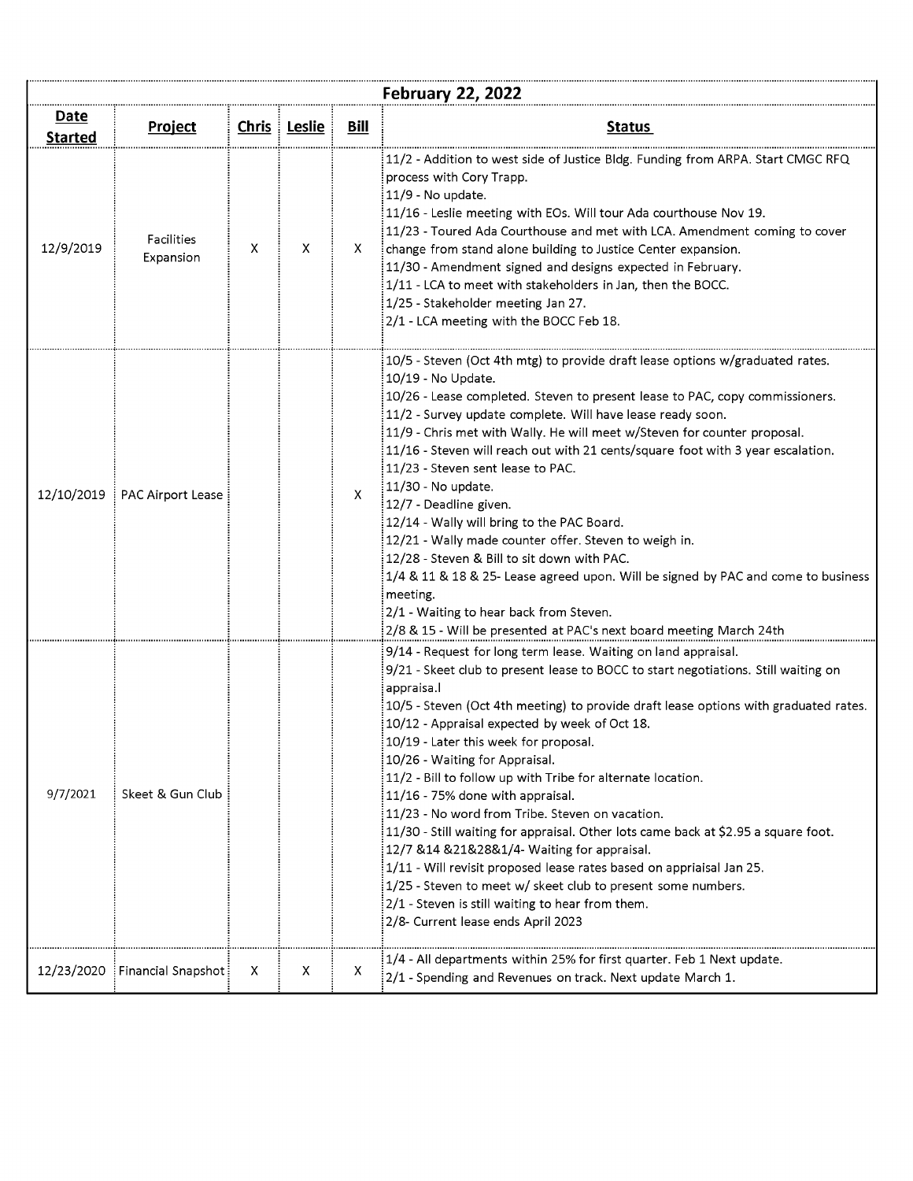| February 22, 2022 | | | | | |
|---|---|---|---|---|---|
| **Date Started** | **Project** | **Chris** | **Leslie** | **Bill** | **Status** |
| 12/9/2019 | Facilities Expansion | X | X | X | 11/2 - Addition to west side of Justice Bldg. Funding from ARPA. Start CMGC RFQ process with Cory Trapp.<br>11/9 - No update.<br>11/16 - Leslie meeting with EOs. Will tour Ada courthouse Nov 19.<br>11/23 - Toured Ada Courthouse and met with LCA. Amendment coming to cover change from stand alone building to Justice Center expansion.<br>11/30 - Amendment signed and designs expected in February.<br>1/11 - LCA to meet with stakeholders in Jan, then the BOCC.<br>1/25 - Stakeholder meeting Jan 27.<br>2/1 - LCA meeting with the BOCC Feb 18. |
| 12/10/2019 | PAC Airport Lease | | | X | 10/5 - Steven (Oct 4th mtg) to provide draft lease options w/graduated rates.<br>10/19 - No Update.<br>10/26 - Lease completed. Steven to present lease to PAC, copy commissioners.<br>11/2 - Survey update complete. Will have lease ready soon.<br>11/9 - Chris met with Wally. He will meet w/Steven for counter proposal.<br>11/16 - Steven will reach out with 21 cents/square foot with 3 year escalation.<br>11/23 - Steven sent lease to PAC.<br>11/30 - No update.<br>12/7 - Deadline given.<br>12/14 - Wally will bring to the PAC Board.<br>12/21 - Wally made counter offer. Steven to weigh in.<br>12/28 - Steven & Bill to sit down with PAC.<br>1/4 & 11 & 18 & 25- Lease agreed upon. Will be signed by PAC and come to business meeting.<br>2/1 - Waiting to hear back from Steven.<br>2/8 & 15 - Will be presented at PAC's next board meeting March 24th |
| 9/7/2021 | Skeet & Gun Club | | | | 9/14 - Request for long term lease. Waiting on land appraisal.<br>9/21 - Skeet club to present lease to BOCC to start negotiations. Still waiting on appraisa.l<br>10/5 - Steven (Oct 4th meeting) to provide draft lease options with graduated rates.<br>10/12 - Appraisal expected by week of Oct 18.<br>10/19 - Later this week for proposal.<br>10/26 - Waiting for Appraisal.<br>11/2 - Bill to follow up with Tribe for alternate location.<br>11/16 - 75% done with appraisal.<br>11/23 - No word from Tribe. Steven on vacation.<br>11/30 - Still waiting for appraisal. Other lots came back at $2.95 a square foot.<br>12/7 &14 &21&28&1/4- Waiting for appraisal.<br>1/11 - Will revisit proposed lease rates based on appriaisal Jan 25.<br>1/25 - Steven to meet w/ skeet club to present some numbers.<br>2/1 - Steven is still waiting to hear from them.<br>2/8- Current lease ends April 2023 |
| 12/23/2020 | Financial Snapshot | X | X | X | 1/4 - All departments within 25% for first quarter. Feb 1 Next update.<br>2/1 - Spending and Revenues on track. Next update March 1. |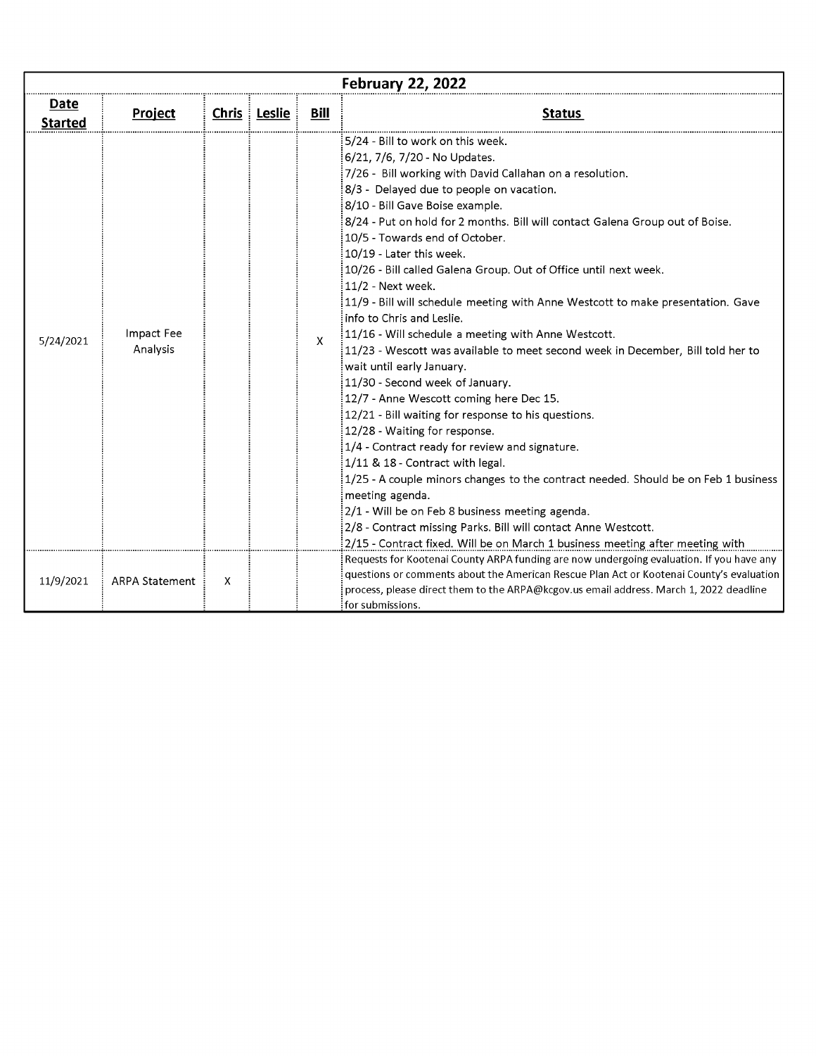| February 22, 2022 | | | | | |
|---|---|---|---|---|---|
| **Date Started** | **Project** | **Chris** | **Leslie** | **Bill** | **Status** |
| 5/24/2021 | Impact Fee Analysis | | | X | 5/24 - Bill to work on this week.<br>6/21, 7/6, 7/20 - No Updates.<br>7/26 - Bill working with David Callahan on a resolution.<br>8/3 - Delayed due to people on vacation.<br>8/10 - Bill Gave Boise example.<br>8/24 - Put on hold for 2 months. Bill will contact Galena Group out of Boise.<br>10/5 - Towards end of October.<br>10/19 - Later this week.<br>10/26 - Bill called Galena Group. Out of Office until next week.<br>11/2 - Next week.<br>11/9 - Bill will schedule meeting with Anne Westcott to make presentation. Gave info to Chris and Leslie.<br>11/16 - Will schedule a meeting with Anne Westcott.<br>11/23 - Wescott was available to meet second week in December, Bill told her to wait until early January.<br>11/30 - Second week of January.<br>12/7 - Anne Wescott coming here Dec 15.<br>12/21 - Bill waiting for response to his questions.<br>12/28 - Waiting for response.<br>1/4 - Contract ready for review and signature.<br>1/11 & 18 - Contract with legal.<br>1/25 - A couple minors changes to the contract needed. Should be on Feb 1 business meeting agenda.<br>2/1 - Will be on Feb 8 business meeting agenda.<br>2/8 - Contract missing Parks. Bill will contact Anne Westcott.<br>2/15 - Contract fixed. Will be on March 1 business meeting after meeting with |
| 11/9/2021 | ARPA Statement | X | | | Requests for Kootenai County ARPA funding are now undergoing evaluation. If you have any questions or comments about the American Rescue Plan Act or Kootenai County's evaluation process, please direct them to the ARPA@kcgov.us email address. March 1, 2022 deadline for submissions. |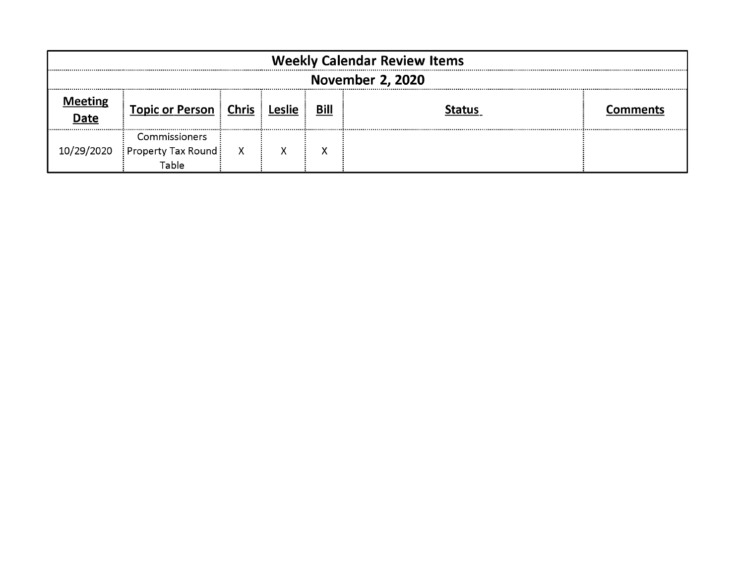| Weekly Calendar Review Items | | | | | | |
|---|---|---|---|---|---|---|
| November 2, 2020 | | | | | | |
| **Meeting Date** | **Topic or Person** | **Chris** | **Leslie** | **Bill** | **Status** | **Comments** |
| 10/29/2020 | Commissioners Property Tax Round Table | X | X | X | | |